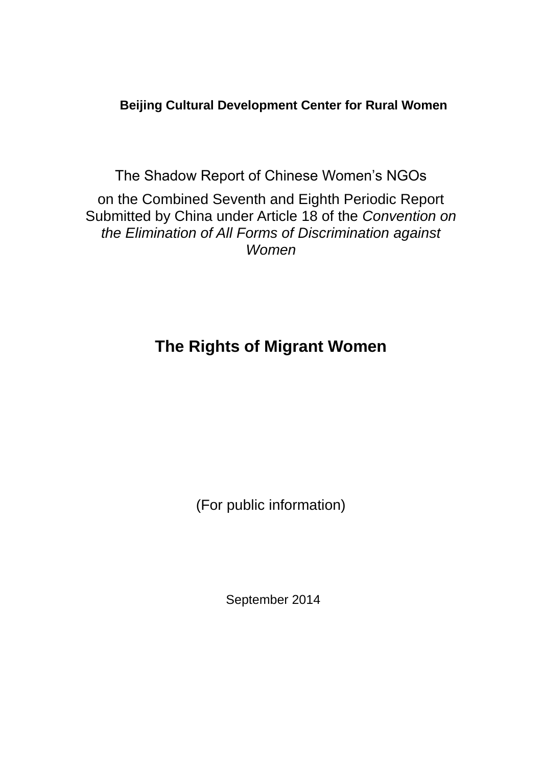**Beijing Cultural Development Center for Rural Women**

The Shadow Report of Chinese Women's NGOs

on the Combined Seventh and Eighth Periodic Report Submitted by China under Article 18 of the *Convention on the Elimination of All Forms of Discrimination against Women*

# The Rights of Migrant Women

(For public information)

September 2014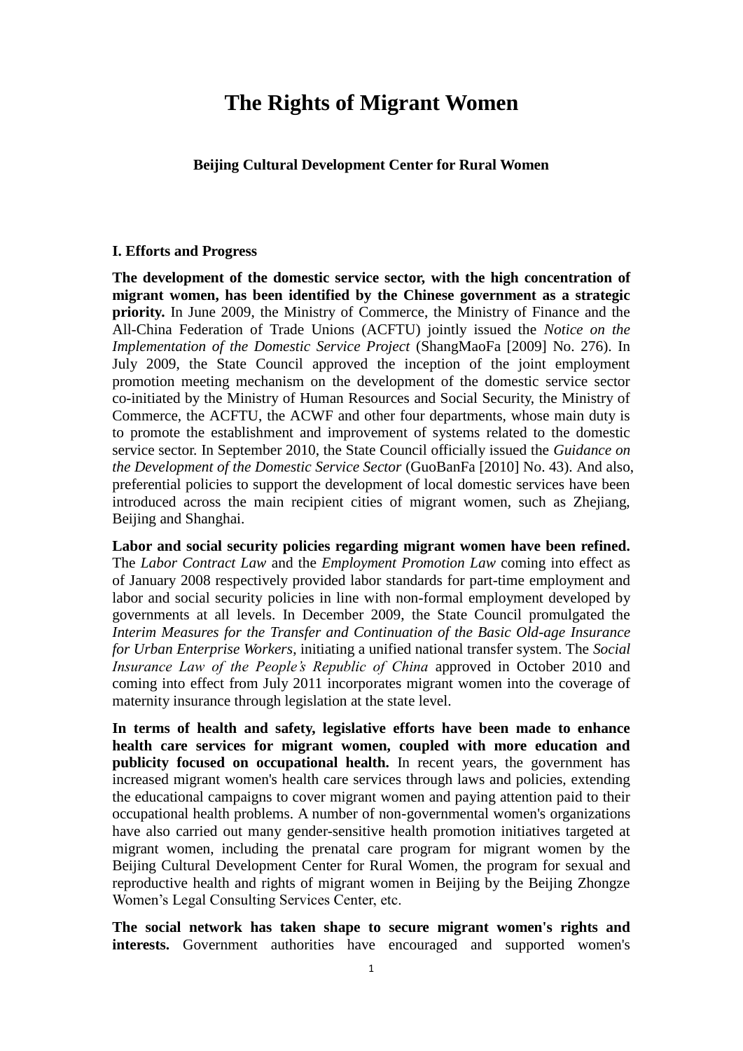# The Rights of Migrant Women

**Beijing Cultural Development Center for Rural Women**

**I. Efforts and Progress**

**The development of the domestic service sector, with the high concentration of migrant women, has been identified by the Chinese government as a strategic priority.** In June 2009, the Ministry of Commerce, the Ministry of Finance and the All-China Federation of Trade Unions (ACFTU) jointly issued the *Notice on the Implementation of the Domestic Service Project* (ShangMaoFa [2009] No. 276). In July 2009, the State Council approved the inception of the joint employment promotion meeting mechanism on the development of the domestic service sector co-initiated by the Ministry of Human Resources and Social Security, the Ministry of Commerce, the ACFTU, the ACWF and other four departments, whose main duty is to promote the establishment and improvement of systems related to the domestic service sector. In September 2010, the State Council officially issued the *Guidance on the Development of the Domestic Service Sector* (GuoBanFa [2010] No. 43). And also, preferential policies to support the development of local domestic services have been introduced across the main recipient cities of migrant women, such as Zhejiang, Beijing and Shanghai.

**Labor and social security policies regarding migrant women have been refined.** The *Labor Contract Law* and the *Employment Promotion Law* coming into effect as of January 2008 respectively provided labor standards for part-time employment and labor and social security policies in line with non-formal employment developed by governments at all levels. In December 2009, the State Council promulgated the *Interim Measures for the Transfer and Continuation of the Basic Old-age Insurance for Urban Enterprise Workers*, initiating a unified national transfer system. The *Social Insurance Law of the People's Republic of China* approved in October 2010 and coming into effect from July 2011 incorporates migrant women into the coverage of maternity insurance through legislation at the state level.

**In terms of health and safety, legislative efforts have been made to enhance health care services for migrant women, coupled with more education and publicity focused on occupational health.** In recent years, the government has increased migrant women's health care services through laws and policies, extending the educational campaigns to cover migrant women and paying attention paid to their occupational health problems. A number of non-governmental women's organizations have also carried out many gender-sensitive health promotion initiatives targeted at migrant women, including the prenatal care program for migrant women by the Beijing Cultural Development Center for Rural Women, the program for sexual and reproductive health and rights of migrant women in Beijing by the Beijing Zhongze Women's Legal Consulting Services Center, etc.

**The social network has taken shape to secure migrant women's rights and interests.** Government authorities have encouraged and supported women's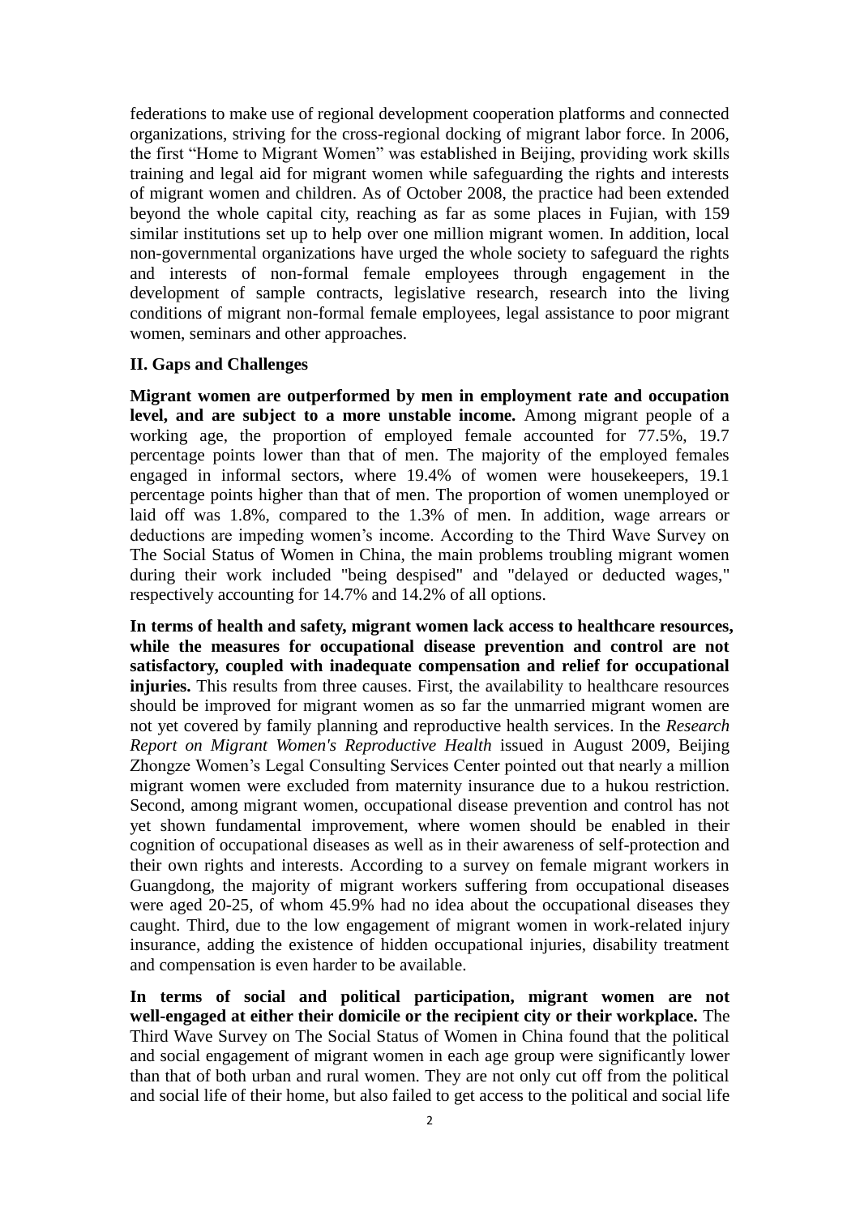federations to make use of regional development cooperation platforms and connected organizations, striving for the cross-regional docking of migrant labor force. In 2006, the first "Home to Migrant Women" was established in Beijing, providing work skills training and legal aid for migrant women while safeguarding the rights and interests of migrant women and children. As of October 2008, the practice had been extended beyond the whole capital city, reaching as far as some places in Fujian, with 159 similar institutions set up to help over one million migrant women. In addition, local non-governmental organizations have urged the whole society to safeguard the rights and interests of non-formal female employees through engagement in the development of sample contracts, legislative research, research into the living conditions of migrant non-formal female employees, legal assistance to poor migrant women, seminars and other approaches.

## II. Gaps and Challenges

**Migrant women are outperformed by men in employment rate and occupation level, and are subject to a more unstable income.** Among migrant people of a working age, the proportion of employed female accounted for 77.5%, 19.7 percentage points lower than that of men. The majority of the employed females engaged in informal sectors, where 19.4% of women were housekeepers, 19.1 percentage points higher than that of men. The proportion of women unemployed or laid off was 1.8%, compared to the 1.3% of men. In addition, wage arrears or deductions are impeding women's income. According to the Third Wave Survey on The Social Status of Women in China, the main problems troubling migrant women during their work included "being despised" and "delayed or deducted wages," respectively accounting for 14.7% and 14.2% of all options.

**In terms of health and safety, migrant women lack access to healthcare resources, while the measures for occupational disease prevention and control are not satisfactory, coupled with inadequate compensation and relief for occupational injuries.** This results from three causes. First, the availability to healthcare resources should be improved for migrant women as so far the unmarried migrant women are not yet covered by family planning and reproductive health services. In the *Research Report on Migrant Women's Reproductive Health* issued in August 2009, Beijing Zhongze Women's Legal Consulting Services Center pointed out that nearly a million migrant women were excluded from maternity insurance due to a hukou restriction. Second, among migrant women, occupational disease prevention and control has not yet shown fundamental improvement, where women should be enabled in their cognition of occupational diseases as well as in their awareness of self-protection and their own rights and interests. According to a survey on female migrant workers in Guangdong, the majority of migrant workers suffering from occupational diseases were aged 20-25, of whom 45.9% had no idea about the occupational diseases they caught. Third, due to the low engagement of migrant women in work-related injury insurance, adding the existence of hidden occupational injuries, disability treatment and compensation is even harder to be available.

**In terms of social and political participation, migrant women are not well-engaged at either their domicile or the recipient city or their workplace.** The Third Wave Survey on The Social Status of Women in China found that the political and social engagement of migrant women in each age group were significantly lower than that of both urban and rural women. They are not only cut off from the political and social life of their home, but also failed to get access to the political and social life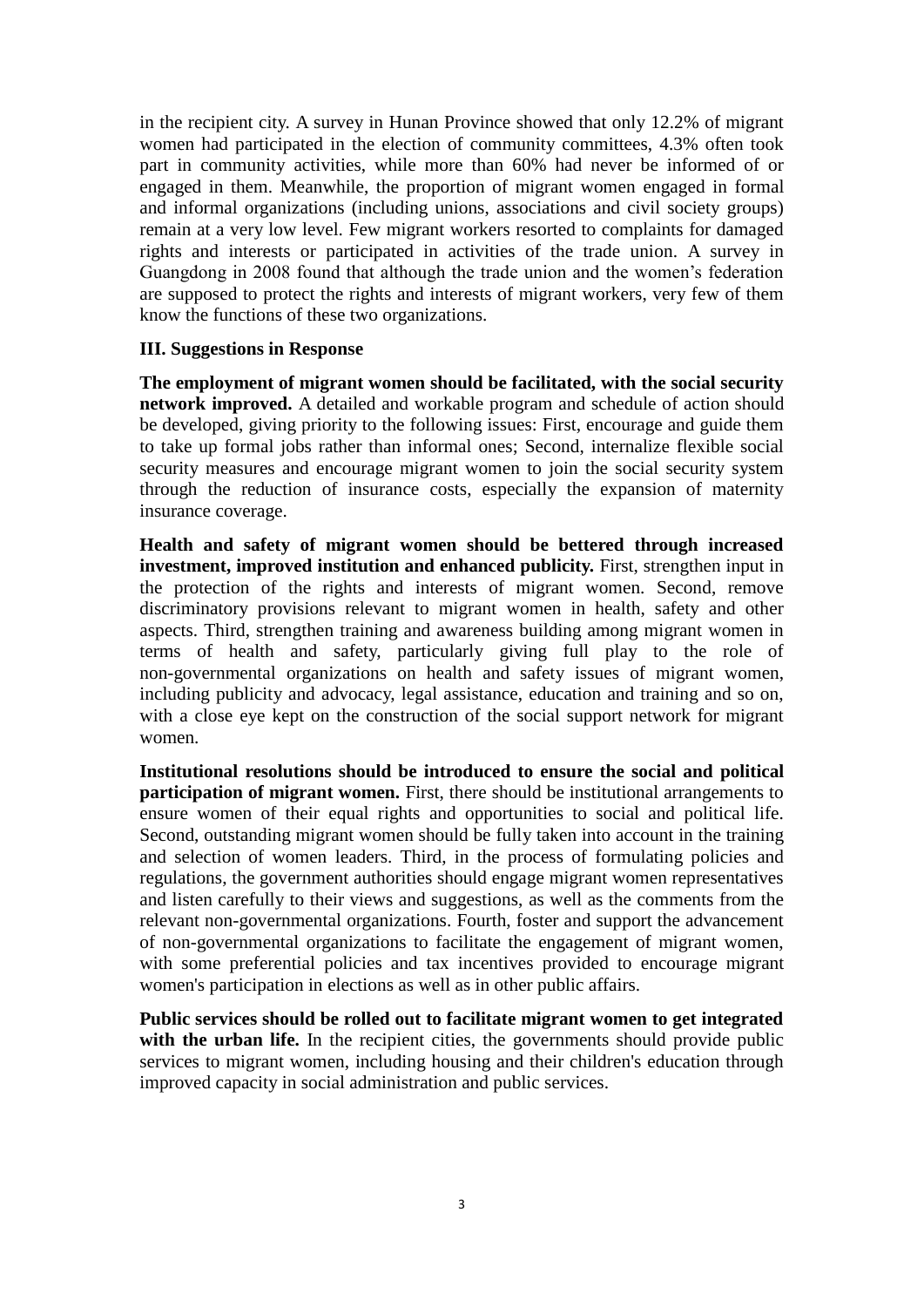in the recipient city. A survey in Hunan Province showed that only 12.2% of migrant women had participated in the election of community committees, 4.3% often took part in community activities, while more than 60% had never be informed of or engaged in them. Meanwhile, the proportion of migrant women engaged in formal and informal organizations (including unions, associations and civil society groups) remain at a very low level. Few migrant workers resorted to complaints for damaged rights and interests or participated in activities of the trade union. A survey in Guangdong in 2008 found that although the trade union and the women's federation are supposed to protect the rights and interests of migrant workers, very few of them know the functions of these two organizations.

### III. Suggestions in Response

**The employment of migrant women should be facilitated, with the social security network improved.** A detailed and workable program and schedule of action should be developed, giving priority to the following issues: First, encourage and guide them to take up formal jobs rather than informal ones; Second, internalize flexible social security measures and encourage migrant women to join the social security system through the reduction of insurance costs, especially the expansion of maternity insurance coverage.

**Health and safety of migrant women should be bettered through increased investment, improved institution and enhanced publicity.** First, strengthen input in the protection of the rights and interests of migrant women. Second, remove discriminatory provisions relevant to migrant women in health, safety and other aspects. Third, strengthen training and awareness building among migrant women in terms of health and safety, particularly giving full play to the role of non-governmental organizations on health and safety issues of migrant women, including publicity and advocacy, legal assistance, education and training and so on, with a close eye kept on the construction of the social support network for migrant women.

**Institutional resolutions should be introduced to ensure the social and political participation of migrant women.** First, there should be institutional arrangements to ensure women of their equal rights and opportunities to social and political life. Second, outstanding migrant women should be fully taken into account in the training and selection of women leaders. Third, in the process of formulating policies and regulations, the government authorities should engage migrant women representatives and listen carefully to their views and suggestions, as well as the comments from the relevant non-governmental organizations. Fourth, foster and support the advancement of non-governmental organizations to facilitate the engagement of migrant women, with some preferential policies and tax incentives provided to encourage migrant women's participation in elections as well as in other public affairs.

**Public services should be rolled out to facilitate migrant women to get integrated with the urban life.** In the recipient cities, the governments should provide public services to migrant women, including housing and their children's education through improved capacity in social administration and public services.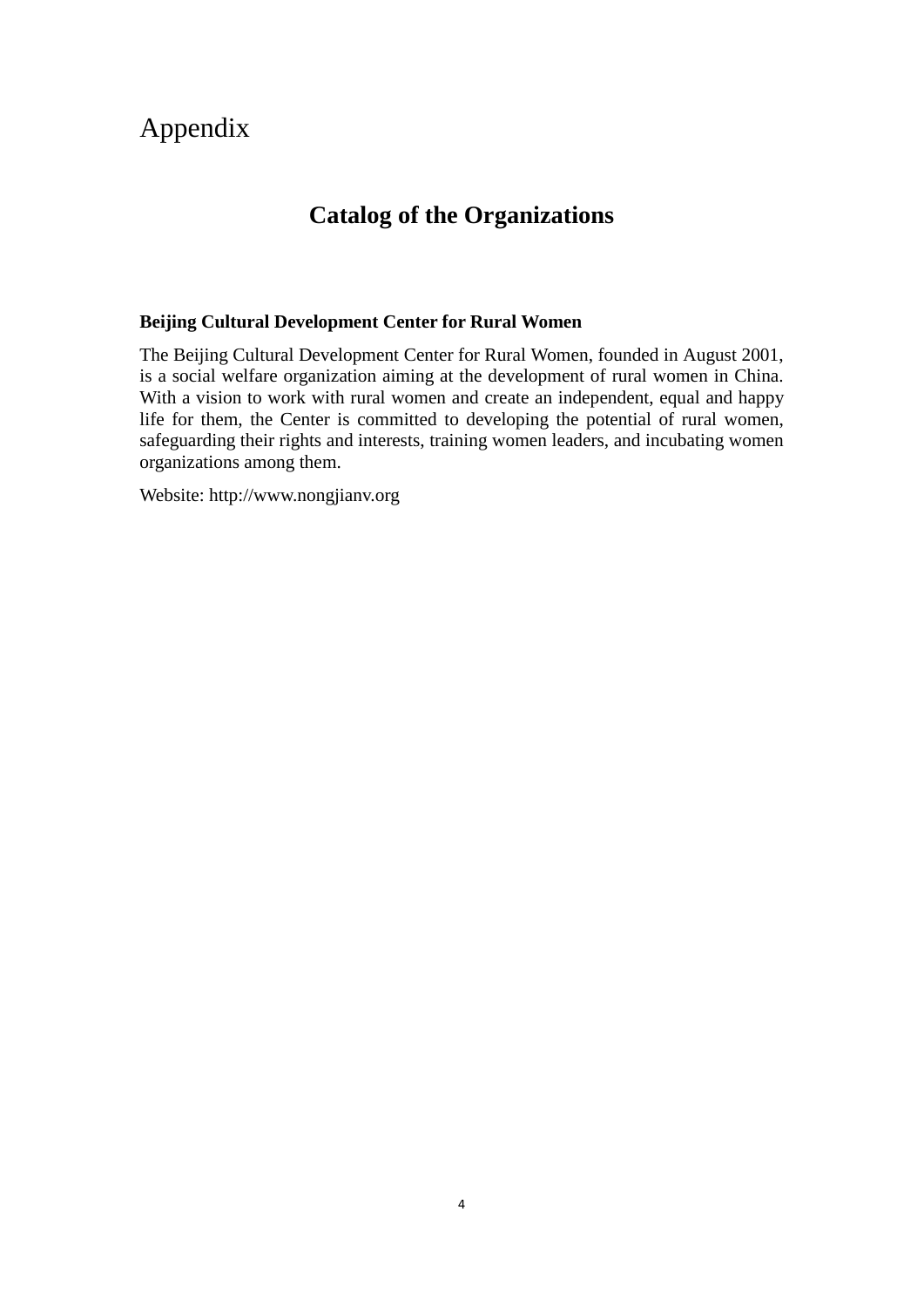# Appendix

## Catalog of the Organizations

**Beijing Cultural Development Center for Rural Women**

The Beijing Cultural Development Center for Rural Women, founded in August 2001, is a social welfare organization aiming at the development of rural women in China. With a vision to work with rural women and create an independent, equal and happy life for them, the Center is committed to developing the potential of rural women, safeguarding their rights and interests, training women leaders, and incubating women organizations among them.

Website: http://www.nongjianv.org